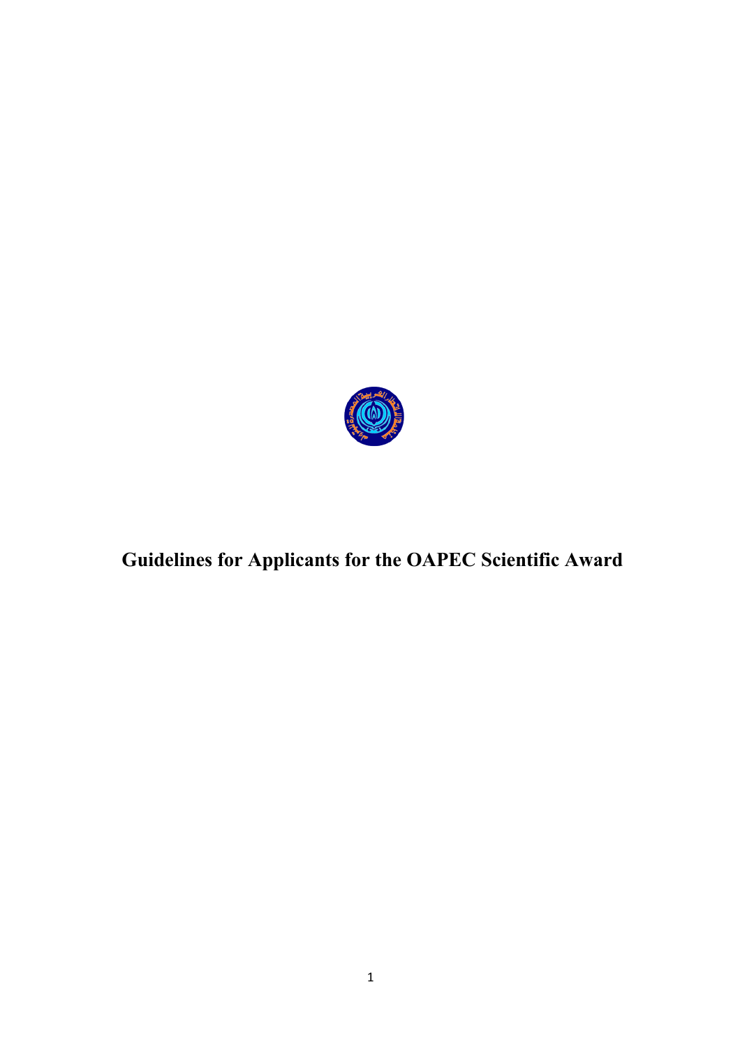# Guidelines for Applicants for the OAPEC Scientific Award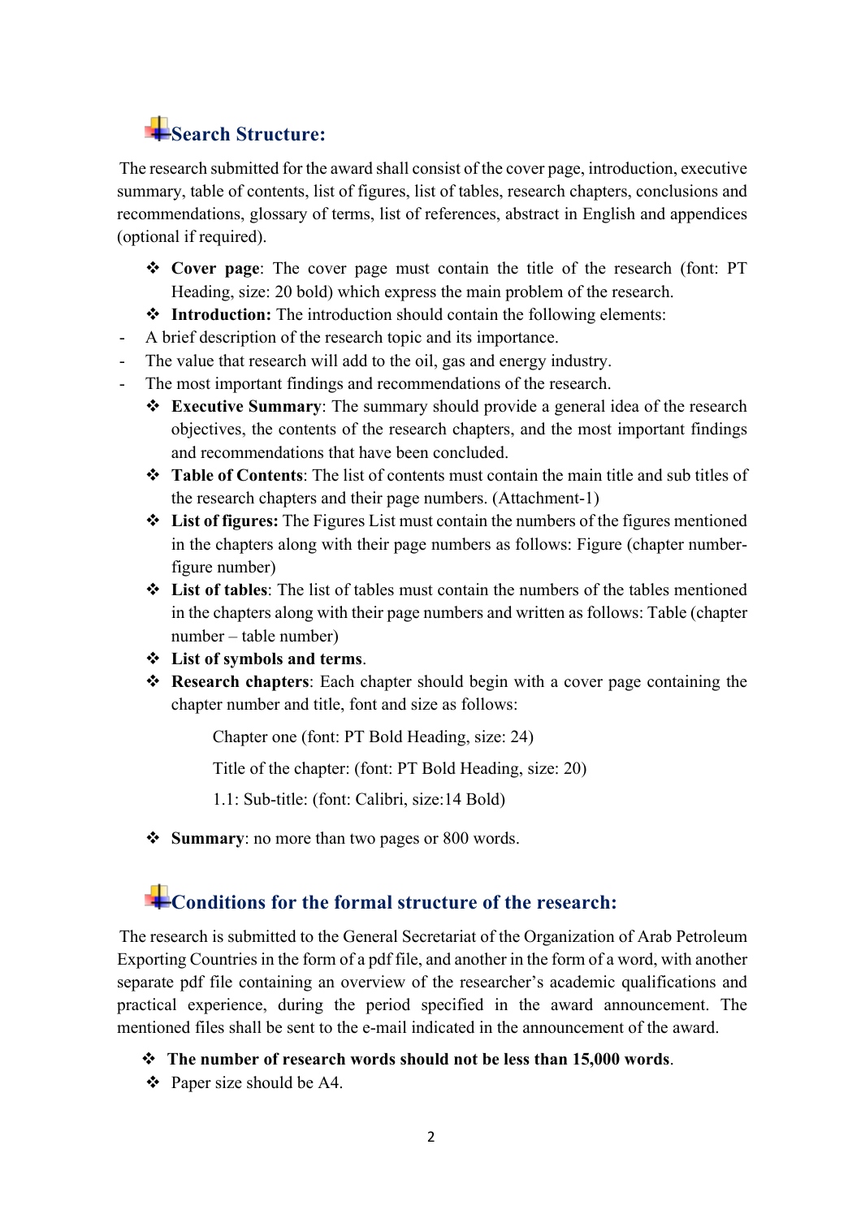## Search Structure:

The research submitted for the award shall consist of the cover page, introduction, executive summary, table of contents, list of figures, list of tables, research chapters, conclusions and recommendations, glossary of terms, list of references, abstract in English and appendices (optional if required).

- **Cover page**: The cover page must contain the title of the research (font: PT Heading, size: 20 bold) which express the main problem of the research.
- **Introduction:** The introduction should contain the following elements:

- A brief description of the research topic and its importance.
- The value that research will add to the oil, gas and energy industry.
- The most important findings and recommendations of the research.

- **Executive Summary**: The summary should provide a general idea of the research objectives, the contents of the research chapters, and the most important findings and recommendations that have been concluded.
- **Table of Contents**: The list of contents must contain the main title and sub titles of the research chapters and their page numbers. (Attachment-1)
- **List of figures:** The Figures List must contain the numbers of the figures mentioned in the chapters along with their page numbers as follows: Figure (chapter number-figure number)
- **List of tables**: The list of tables must contain the numbers of the tables mentioned in the chapters along with their page numbers and written as follows: Table (chapter number – table number)
- **List of symbols and terms**.
- **Research chapters**: Each chapter should begin with a cover page containing the chapter number and title, font and size as follows:

  Chapter one (font: PT Bold Heading, size: 24)

  Title of the chapter: (font: PT Bold Heading, size: 20)

  1.1: Sub-title: (font: Calibri, size:14 Bold)

- **Summary**: no more than two pages or 800 words.

## Conditions for the formal structure of the research:

The research is submitted to the General Secretariat of the Organization of Arab Petroleum Exporting Countries in the form of a pdf file, and another in the form of a word, with another separate pdf file containing an overview of the researcher's academic qualifications and practical experience, during the period specified in the award announcement. The mentioned files shall be sent to the e-mail indicated in the announcement of the award.

- **The number of research words should not be less than 15,000 words**.
- Paper size should be A4.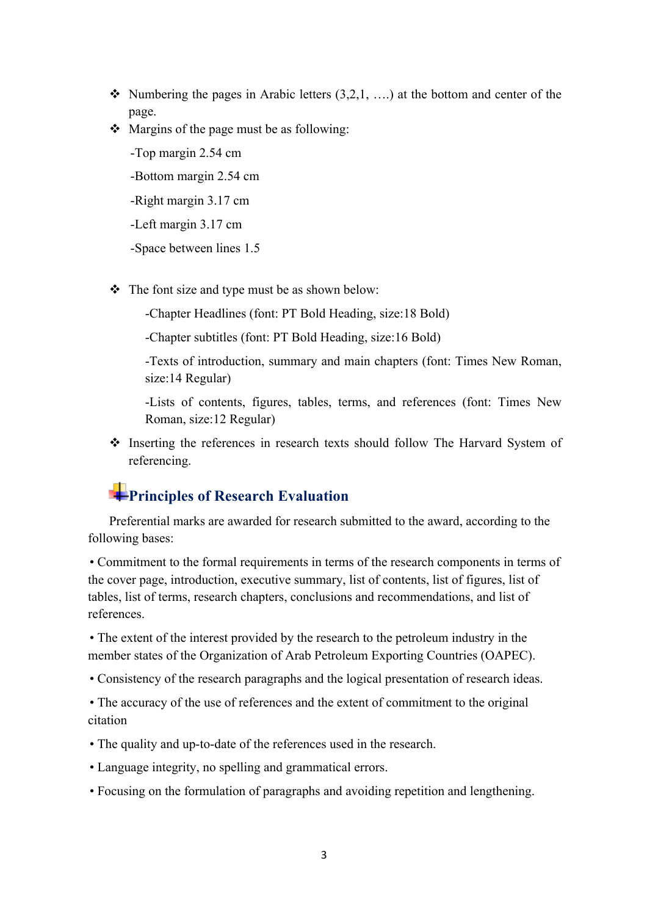- Numbering the pages in Arabic letters (3,2,1, ….) at the bottom and center of the page.
- Margins of the page must be as following:

  -Top margin 2.54 cm

  -Bottom margin 2.54 cm

  -Right margin 3.17 cm

  -Left margin 3.17 cm

  -Space between lines 1.5

- The font size and type must be as shown below:

  -Chapter Headlines (font: PT Bold Heading, size:18 Bold)

  -Chapter subtitles (font: PT Bold Heading, size:16 Bold)

  -Texts of introduction, summary and main chapters (font: Times New Roman, size:14 Regular)

  -Lists of contents, figures, tables, terms, and references (font: Times New Roman, size:12 Regular)

- Inserting the references in research texts should follow The Harvard System of referencing.

## Principles of Research Evaluation

Preferential marks are awarded for research submitted to the award, according to the following bases:

• Commitment to the formal requirements in terms of the research components in terms of the cover page, introduction, executive summary, list of contents, list of figures, list of tables, list of terms, research chapters, conclusions and recommendations, and list of references.

• The extent of the interest provided by the research to the petroleum industry in the member states of the Organization of Arab Petroleum Exporting Countries (OAPEC).

• Consistency of the research paragraphs and the logical presentation of research ideas.

• The accuracy of the use of references and the extent of commitment to the original citation

• The quality and up-to-date of the references used in the research.

• Language integrity, no spelling and grammatical errors.

• Focusing on the formulation of paragraphs and avoiding repetition and lengthening.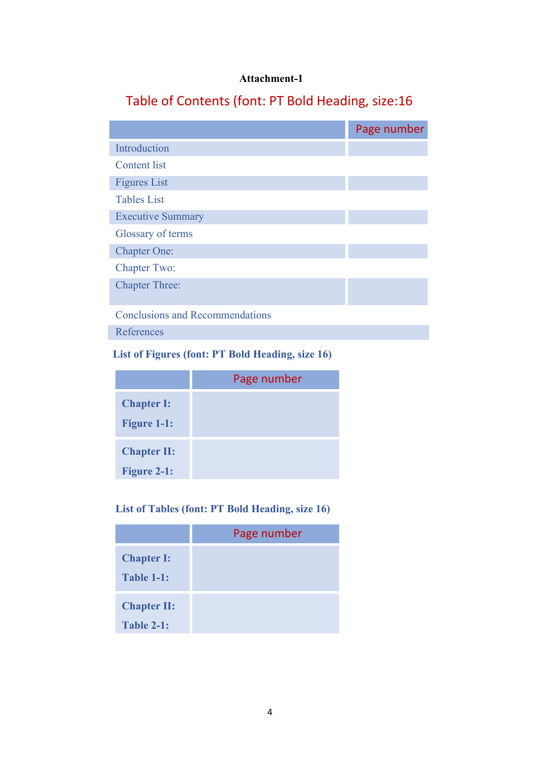**Attachment-1**

# Table of Contents (font: PT Bold Heading, size:16

| | Page number |
|---|---|
| Introduction | |
| Content list | |
| Figures List | |
| Tables List | |
| Executive Summary | |
| Glossary of terms | |
| Chapter One: | |
| Chapter Two: | |
| Chapter Three: | |
| Conclusions and Recommendations | |
| References | |

## List of Figures (font: PT Bold Heading, size 16)

| | Page number |
|---|---|
| **Chapter I:**<br>**Figure 1-1:** | |
| **Chapter II:**<br>**Figure 2-1:** | |

## List of Tables (font: PT Bold Heading, size 16)

| | Page number |
|---|---|
| **Chapter I:**<br>**Table 1-1:** | |
| **Chapter II:**<br>**Table 2-1:** | |